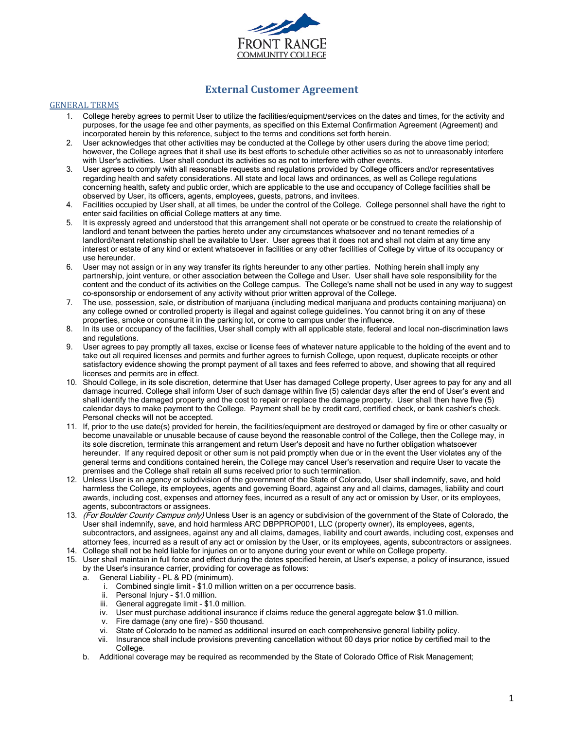# External Customer Agreement

## GENERAL TERMS

1. College hereby agrees to permit User to utilize the facilities/equipment/services on the dates and times, for the activity and purposes, for the usage fee and other payments, as specified on this External Confirmation Agreement (Agreement) and incorporated herein by this reference, subject to the terms and conditions set forth herein.
2. User acknowledges that other activities may be conducted at the College by other users during the above time period; however, the College agrees that it shall use its best efforts to schedule other activities so as not to unreasonably interfere with User's activities. User shall conduct its activities so as not to interfere with other events.
3. User agrees to comply with all reasonable requests and regulations provided by College officers and/or representatives regarding health and safety considerations. All state and local laws and ordinances, as well as College regulations concerning health, safety and public order, which are applicable to the use and occupancy of College facilities shall be observed by User, its officers, agents, employees, guests, patrons, and invitees.
4. Facilities occupied by User shall, at all times, be under the control of the College. College personnel shall have the right to enter said facilities on official College matters at any time.
5. It is expressly agreed and understood that this arrangement shall not operate or be construed to create the relationship of landlord and tenant between the parties hereto under any circumstances whatsoever and no tenant remedies of a landlord/tenant relationship shall be available to User. User agrees that it does not and shall not claim at any time any interest or estate of any kind or extent whatsoever in facilities or any other facilities of College by virtue of its occupancy or use hereunder.
6. User may not assign or in any way transfer its rights hereunder to any other parties. Nothing herein shall imply any partnership, joint venture, or other association between the College and User. User shall have sole responsibility for the content and the conduct of its activities on the College campus. The College's name shall not be used in any way to suggest co-sponsorship or endorsement of any activity without prior written approval of the College.
7. The use, possession, sale, or distribution of marijuana (including medical marijuana and products containing marijuana) on any college owned or controlled property is illegal and against college guidelines. You cannot bring it on any of these properties, smoke or consume it in the parking lot, or come to campus under the influence.
8. In its use or occupancy of the facilities, User shall comply with all applicable state, federal and local non-discrimination laws and regulations.
9. User agrees to pay promptly all taxes, excise or license fees of whatever nature applicable to the holding of the event and to take out all required licenses and permits and further agrees to furnish College, upon request, duplicate receipts or other satisfactory evidence showing the prompt payment of all taxes and fees referred to above, and showing that all required licenses and permits are in effect.
10. Should College, in its sole discretion, determine that User has damaged College property, User agrees to pay for any and all damage incurred. College shall inform User of such damage within five (5) calendar days after the end of User's event and shall identify the damaged property and the cost to repair or replace the damage property. User shall then have five (5) calendar days to make payment to the College. Payment shall be by credit card, certified check, or bank cashier's check. Personal checks will not be accepted.
11. If, prior to the use date(s) provided for herein, the facilities/equipment are destroyed or damaged by fire or other casualty or become unavailable or unusable because of cause beyond the reasonable control of the College, then the College may, in its sole discretion, terminate this arrangement and return User's deposit and have no further obligation whatsoever hereunder. If any required deposit or other sum is not paid promptly when due or in the event the User violates any of the general terms and conditions contained herein, the College may cancel User's reservation and require User to vacate the premises and the College shall retain all sums received prior to such termination.
12. Unless User is an agency or subdivision of the government of the State of Colorado, User shall indemnify, save, and hold harmless the College, its employees, agents and governing Board, against any and all claims, damages, liability and court awards, including cost, expenses and attorney fees, incurred as a result of any act or omission by User, or its employees, agents, subcontractors or assignees.
13. *(For Boulder County Campus only)* Unless User is an agency or subdivision of the government of the State of Colorado, the User shall indemnify, save, and hold harmless ARC DBPPROP001, LLC (property owner), its employees, agents, subcontractors, and assignees, against any and all claims, damages, liability and court awards, including cost, expenses and attorney fees, incurred as a result of any act or omission by the User, or its employees, agents, subcontractors or assignees.
14. College shall not be held liable for injuries on or to anyone during your event or while on College property.
15. User shall maintain in full force and effect during the dates specified herein, at User's expense, a policy of insurance, issued by the User's insurance carrier, providing for coverage as follows:
    a. General Liability - PL & PD (minimum).
        i. Combined single limit - $1.0 million written on a per occurrence basis.
        ii. Personal Injury - $1.0 million.
        iii. General aggregate limit - $1.0 million.
        iv. User must purchase additional insurance if claims reduce the general aggregate below $1.0 million.
        v. Fire damage (any one fire) - $50 thousand.
        vi. State of Colorado to be named as additional insured on each comprehensive general liability policy.
        vii. Insurance shall include provisions preventing cancellation without 60 days prior notice by certified mail to the College.
    b. Additional coverage may be required as recommended by the State of Colorado Office of Risk Management;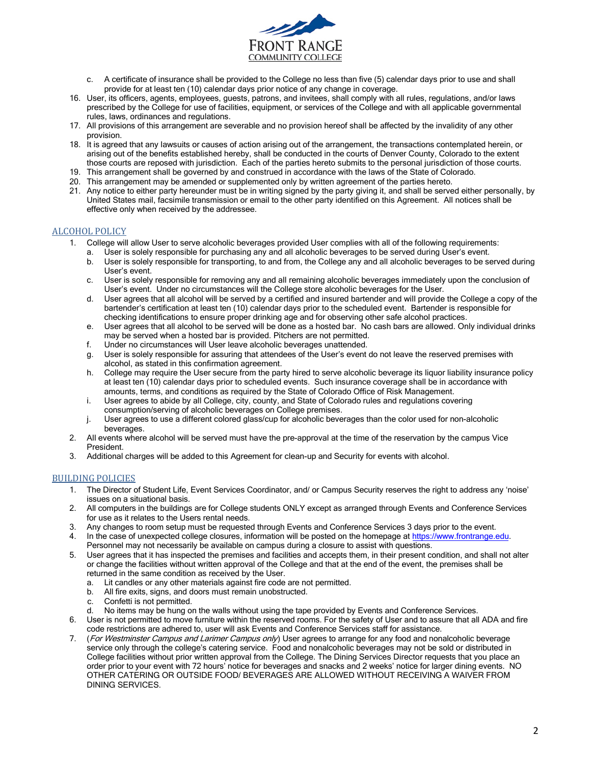c. A certificate of insurance shall be provided to the College no less than five (5) calendar days prior to use and shall provide for at least ten (10) calendar days prior notice of any change in coverage.

16. User, its officers, agents, employees, guests, patrons, and invitees, shall comply with all rules, regulations, and/or laws prescribed by the College for use of facilities, equipment, or services of the College and with all applicable governmental rules, laws, ordinances and regulations.
17. All provisions of this arrangement are severable and no provision hereof shall be affected by the invalidity of any other provision.
18. It is agreed that any lawsuits or causes of action arising out of the arrangement, the transactions contemplated herein, or arising out of the benefits established hereby, shall be conducted in the courts of Denver County, Colorado to the extent those courts are reposed with jurisdiction. Each of the parties hereto submits to the personal jurisdiction of those courts.
19. This arrangement shall be governed by and construed in accordance with the laws of the State of Colorado.
20. This arrangement may be amended or supplemented only by written agreement of the parties hereto.
21. Any notice to either party hereunder must be in writing signed by the party giving it, and shall be served either personally, by United States mail, facsimile transmission or email to the other party identified on this Agreement. All notices shall be effective only when received by the addressee.

## ALCOHOL POLICY

1. College will allow User to serve alcoholic beverages provided User complies with all of the following requirements:
   a. User is solely responsible for purchasing any and all alcoholic beverages to be served during User's event.
   b. User is solely responsible for transporting, to and from, the College any and all alcoholic beverages to be served during User's event.
   c. User is solely responsible for removing any and all remaining alcoholic beverages immediately upon the conclusion of User's event. Under no circumstances will the College store alcoholic beverages for the User.
   d. User agrees that all alcohol will be served by a certified and insured bartender and will provide the College a copy of the bartender's certification at least ten (10) calendar days prior to the scheduled event. Bartender is responsible for checking identifications to ensure proper drinking age and for observing other safe alcohol practices.
   e. User agrees that all alcohol to be served will be done as a hosted bar. No cash bars are allowed. Only individual drinks may be served when a hosted bar is provided. Pitchers are not permitted.
   f. Under no circumstances will User leave alcoholic beverages unattended.
   g. User is solely responsible for assuring that attendees of the User's event do not leave the reserved premises with alcohol, as stated in this confirmation agreement.
   h. College may require the User secure from the party hired to serve alcoholic beverage its liquor liability insurance policy at least ten (10) calendar days prior to scheduled events. Such insurance coverage shall be in accordance with amounts, terms, and conditions as required by the State of Colorado Office of Risk Management.
   i. User agrees to abide by all College, city, county, and State of Colorado rules and regulations covering consumption/serving of alcoholic beverages on College premises.
   j. User agrees to use a different colored glass/cup for alcoholic beverages than the color used for non-alcoholic beverages.
2. All events where alcohol will be served must have the pre-approval at the time of the reservation by the campus Vice President.
3. Additional charges will be added to this Agreement for clean-up and Security for events with alcohol.

## BUILDING POLICIES

1. The Director of Student Life, Event Services Coordinator, and/ or Campus Security reserves the right to address any 'noise' issues on a situational basis.
2. All computers in the buildings are for College students ONLY except as arranged through Events and Conference Services for use as it relates to the Users rental needs.
3. Any changes to room setup must be requested through Events and Conference Services 3 days prior to the event.
4. In the case of unexpected college closures, information will be posted on the homepage at https://www.frontrange.edu. Personnel may not necessarily be available on campus during a closure to assist with questions.
5. User agrees that it has inspected the premises and facilities and accepts them, in their present condition, and shall not alter or change the facilities without written approval of the College and that at the end of the event, the premises shall be returned in the same condition as received by the User.
   a. Lit candles or any other materials against fire code are not permitted.
   b. All fire exits, signs, and doors must remain unobstructed.
   c. Confetti is not permitted.
   d. No items may be hung on the walls without using the tape provided by Events and Conference Services.
6. User is not permitted to move furniture within the reserved rooms. For the safety of User and to assure that all ADA and fire code restrictions are adhered to, user will ask Events and Conference Services staff for assistance.
7. (*For Westminster Campus and Larimer Campus only*) User agrees to arrange for any food and nonalcoholic beverage service only through the college's catering service. Food and nonalcoholic beverages may not be sold or distributed in College facilities without prior written approval from the College. The Dining Services Director requests that you place an order prior to your event with 72 hours' notice for beverages and snacks and 2 weeks' notice for larger dining events. NO OTHER CATERING OR OUTSIDE FOOD/ BEVERAGES ARE ALLOWED WITHOUT RECEIVING A WAIVER FROM DINING SERVICES.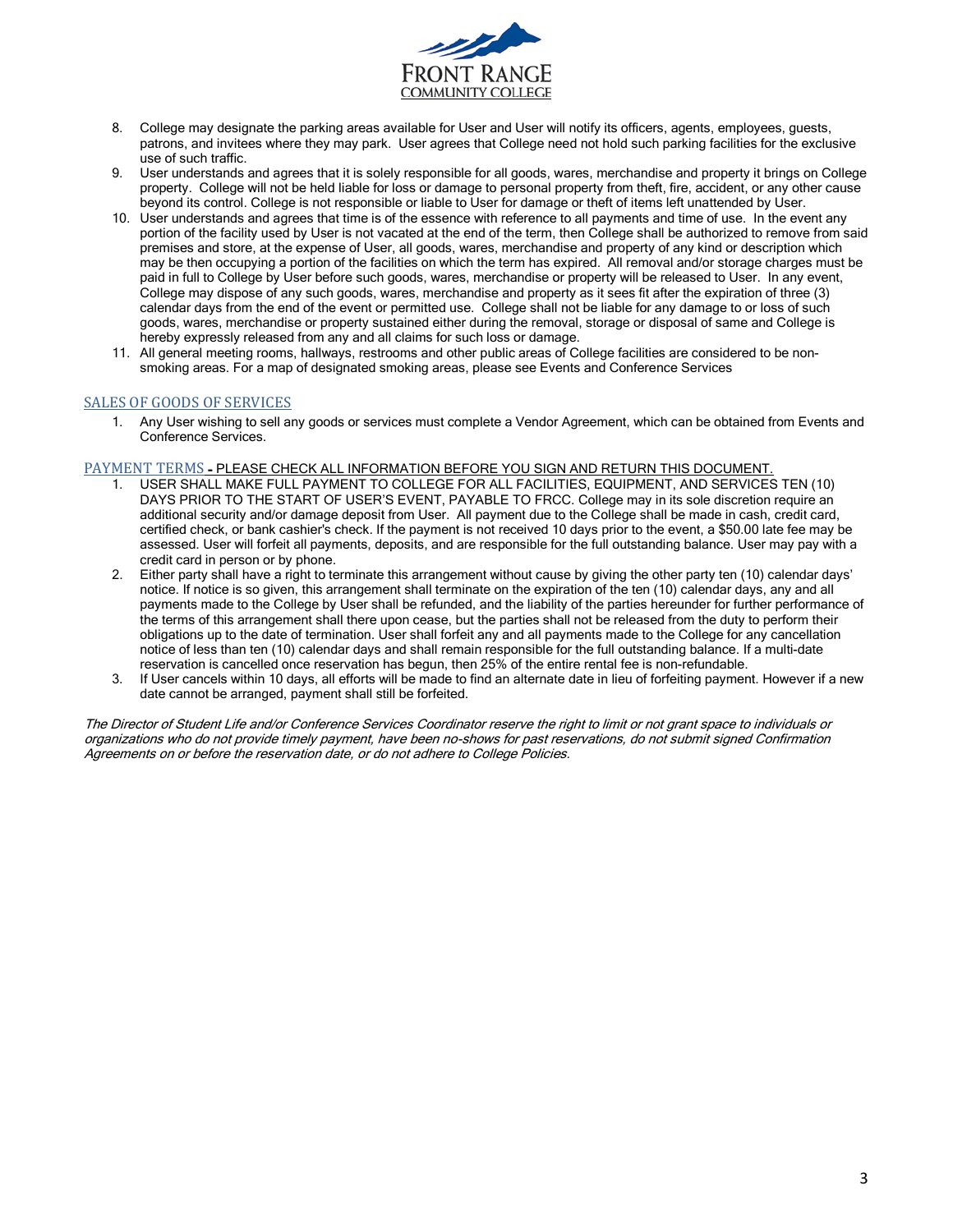8. College may designate the parking areas available for User and User will notify its officers, agents, employees, guests, patrons, and invitees where they may park. User agrees that College need not hold such parking facilities for the exclusive use of such traffic.
9. User understands and agrees that it is solely responsible for all goods, wares, merchandise and property it brings on College property. College will not be held liable for loss or damage to personal property from theft, fire, accident, or any other cause beyond its control. College is not responsible or liable to User for damage or theft of items left unattended by User.
10. User understands and agrees that time is of the essence with reference to all payments and time of use. In the event any portion of the facility used by User is not vacated at the end of the term, then College shall be authorized to remove from said premises and store, at the expense of User, all goods, wares, merchandise and property of any kind or description which may be then occupying a portion of the facilities on which the term has expired. All removal and/or storage charges must be paid in full to College by User before such goods, wares, merchandise or property will be released to User. In any event, College may dispose of any such goods, wares, merchandise and property as it sees fit after the expiration of three (3) calendar days from the end of the event or permitted use. College shall not be liable for any damage to or loss of such goods, wares, merchandise or property sustained either during the removal, storage or disposal of same and College is hereby expressly released from any and all claims for such loss or damage.
11. All general meeting rooms, hallways, restrooms and other public areas of College facilities are considered to be non-smoking areas. For a map of designated smoking areas, please see Events and Conference Services

## SALES OF GOODS OF SERVICES

1. Any User wishing to sell any goods or services must complete a Vendor Agreement, which can be obtained from Events and Conference Services.

## PAYMENT TERMS - PLEASE CHECK ALL INFORMATION BEFORE YOU SIGN AND RETURN THIS DOCUMENT.

1. USER SHALL MAKE FULL PAYMENT TO COLLEGE FOR ALL FACILITIES, EQUIPMENT, AND SERVICES TEN (10) DAYS PRIOR TO THE START OF USER'S EVENT, PAYABLE TO FRCC. College may in its sole discretion require an additional security and/or damage deposit from User. All payment due to the College shall be made in cash, credit card, certified check, or bank cashier's check. If the payment is not received 10 days prior to the event, a $50.00 late fee may be assessed. User will forfeit all payments, deposits, and are responsible for the full outstanding balance. User may pay with a credit card in person or by phone.
2. Either party shall have a right to terminate this arrangement without cause by giving the other party ten (10) calendar days' notice. If notice is so given, this arrangement shall terminate on the expiration of the ten (10) calendar days, any and all payments made to the College by User shall be refunded, and the liability of the parties hereunder for further performance of the terms of this arrangement shall there upon cease, but the parties shall not be released from the duty to perform their obligations up to the date of termination. User shall forfeit any and all payments made to the College for any cancellation notice of less than ten (10) calendar days and shall remain responsible for the full outstanding balance. If a multi-date reservation is cancelled once reservation has begun, then 25% of the entire rental fee is non-refundable.
3. If User cancels within 10 days, all efforts will be made to find an alternate date in lieu of forfeiting payment. However if a new date cannot be arranged, payment shall still be forfeited.

*The Director of Student Life and/or Conference Services Coordinator reserve the right to limit or not grant space to individuals or organizations who do not provide timely payment, have been no-shows for past reservations, do not submit signed Confirmation Agreements on or before the reservation date, or do not adhere to College Policies.*